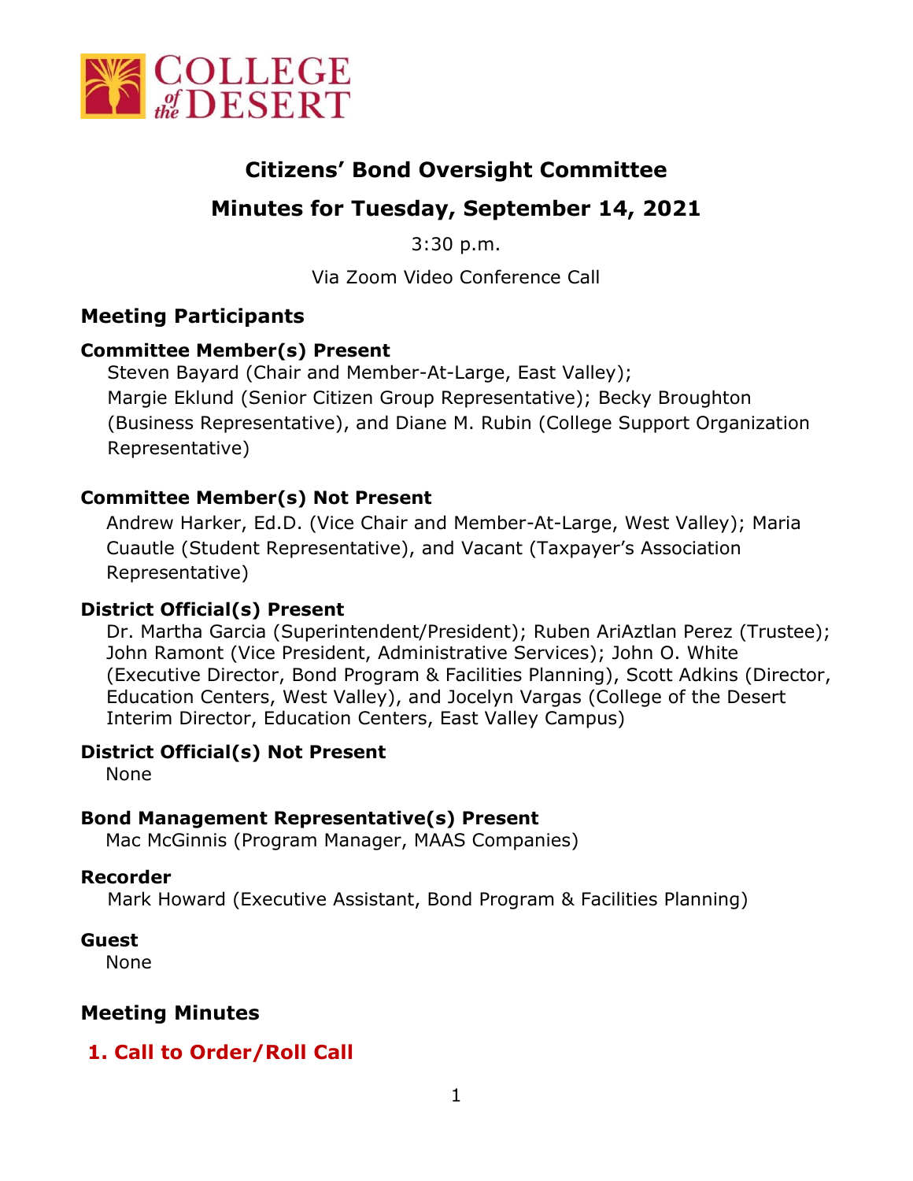# Citizens' Bond Oversight Committee

## Minutes for Tuesday, September 14, 2021

3:30 p.m.

Via Zoom Video Conference Call

## Meeting Participants

### Committee Member(s) Present

Steven Bayard (Chair and Member-At-Large, East Valley); Margie Eklund (Senior Citizen Group Representative); Becky Broughton (Business Representative), and Diane M. Rubin (College Support Organization Representative)

### Committee Member(s) Not Present

Andrew Harker, Ed.D. (Vice Chair and Member-At-Large, West Valley); Maria Cuautle (Student Representative), and Vacant (Taxpayer's Association Representative)

### District Official(s) Present

Dr. Martha Garcia (Superintendent/President); Ruben AriAztlan Perez (Trustee); John Ramont (Vice President, Administrative Services); John O. White (Executive Director, Bond Program & Facilities Planning), Scott Adkins (Director, Education Centers, West Valley), and Jocelyn Vargas (College of the Desert Interim Director, Education Centers, East Valley Campus)

### District Official(s) Not Present

None

### Bond Management Representative(s) Present

Mac McGinnis (Program Manager, MAAS Companies)

### Recorder

Mark Howard (Executive Assistant, Bond Program & Facilities Planning)

### Guest

None

## Meeting Minutes

### 1. Call to Order/Roll Call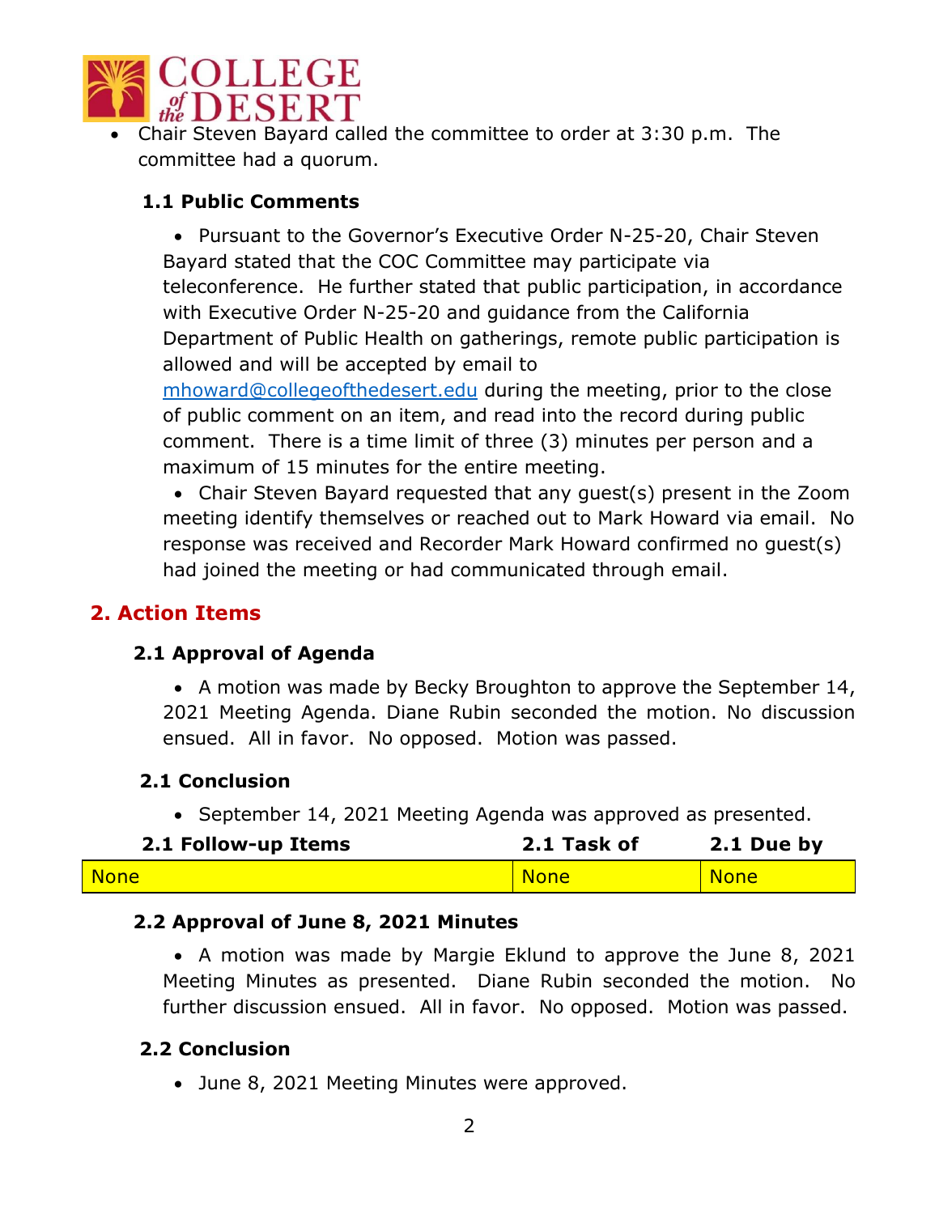- Chair Steven Bayard called the committee to order at 3:30 p.m. The committee had a quorum.

### 1.1 Public Comments

- Pursuant to the Governor's Executive Order N-25-20, Chair Steven Bayard stated that the COC Committee may participate via teleconference. He further stated that public participation, in accordance with Executive Order N-25-20 and guidance from the California Department of Public Health on gatherings, remote public participation is allowed and will be accepted by email to mhoward@collegeofthedesert.edu during the meeting, prior to the close of public comment on an item, and read into the record during public comment. There is a time limit of three (3) minutes per person and a maximum of 15 minutes for the entire meeting.
- Chair Steven Bayard requested that any guest(s) present in the Zoom meeting identify themselves or reached out to Mark Howard via email. No response was received and Recorder Mark Howard confirmed no guest(s) had joined the meeting or had communicated through email.

## 2. Action Items

### 2.1 Approval of Agenda

- A motion was made by Becky Broughton to approve the September 14, 2021 Meeting Agenda. Diane Rubin seconded the motion. No discussion ensued. All in favor. No opposed. Motion was passed.

### 2.1 Conclusion

- September 14, 2021 Meeting Agenda was approved as presented.

| 2.1 Follow-up Items | 2.1 Task of | 2.1 Due by |
|---|---|---|
| None | None | None |

### 2.2 Approval of June 8, 2021 Minutes

- A motion was made by Margie Eklund to approve the June 8, 2021 Meeting Minutes as presented. Diane Rubin seconded the motion. No further discussion ensued. All in favor. No opposed. Motion was passed.

### 2.2 Conclusion

- June 8, 2021 Meeting Minutes were approved.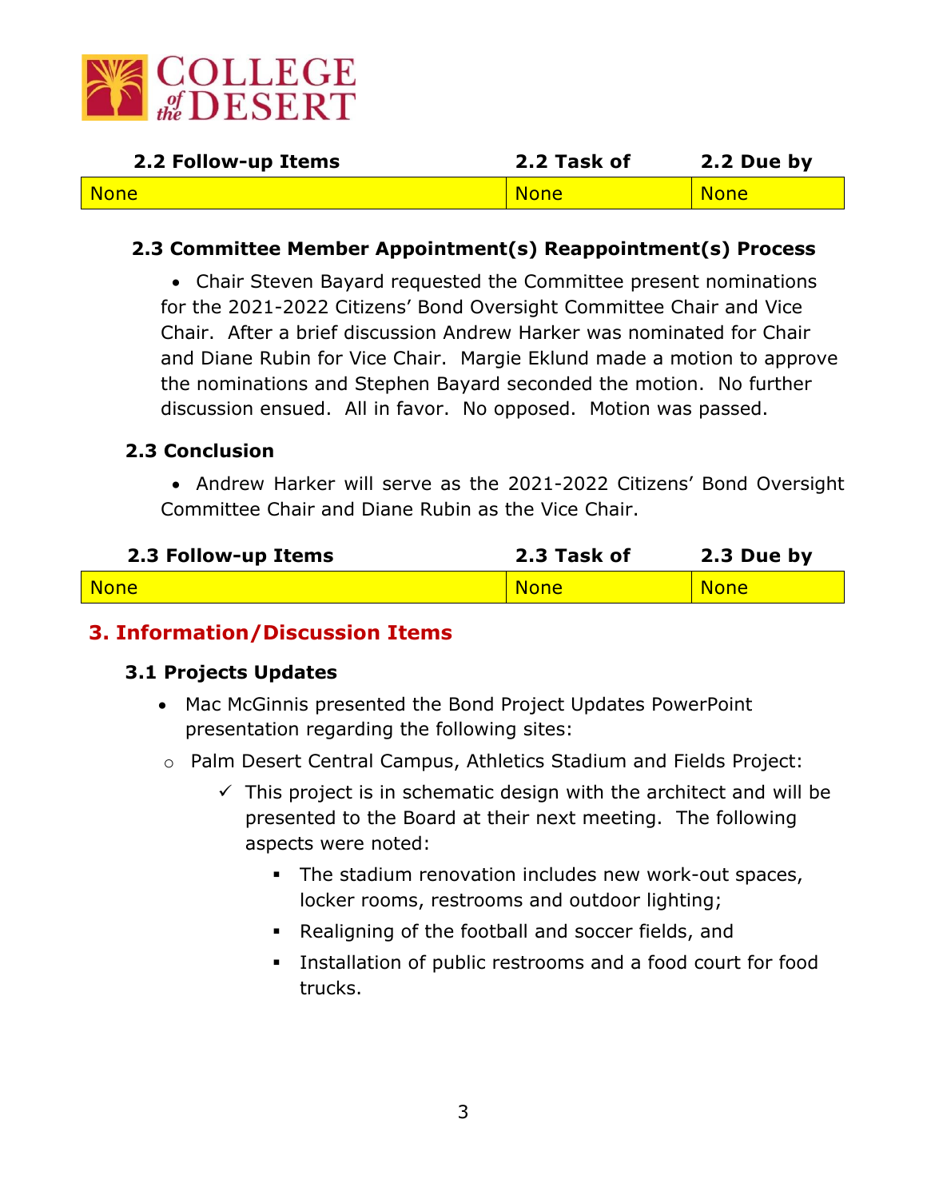| 2.2 Follow-up Items | 2.2 Task of | 2.2 Due by |
|---|---|---|
| None | None | None |

### 2.3 Committee Member Appointment(s) Reappointment(s) Process

- Chair Steven Bayard requested the Committee present nominations for the 2021-2022 Citizens' Bond Oversight Committee Chair and Vice Chair. After a brief discussion Andrew Harker was nominated for Chair and Diane Rubin for Vice Chair. Margie Eklund made a motion to approve the nominations and Stephen Bayard seconded the motion. No further discussion ensued. All in favor. No opposed. Motion was passed.

### 2.3 Conclusion

- Andrew Harker will serve as the 2021-2022 Citizens' Bond Oversight Committee Chair and Diane Rubin as the Vice Chair.

| 2.3 Follow-up Items | 2.3 Task of | 2.3 Due by |
|---|---|---|
| None | None | None |

## 3. Information/Discussion Items

### 3.1 Projects Updates

- Mac McGinnis presented the Bond Project Updates PowerPoint presentation regarding the following sites:
  - Palm Desert Central Campus, Athletics Stadium and Fields Project:
    - ✓ This project is in schematic design with the architect and will be presented to the Board at their next meeting. The following aspects were noted:
      - The stadium renovation includes new work-out spaces, locker rooms, restrooms and outdoor lighting;
      - Realigning of the football and soccer fields, and
      - Installation of public restrooms and a food court for food trucks.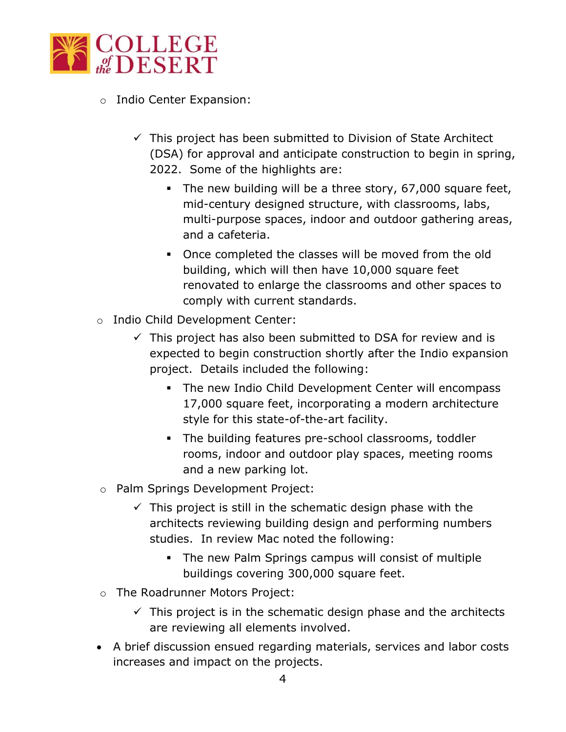- Indio Center Expansion:
    - ✓ This project has been submitted to Division of State Architect (DSA) for approval and anticipate construction to begin in spring, 2022. Some of the highlights are:
        - The new building will be a three story, 67,000 square feet, mid-century designed structure, with classrooms, labs, multi-purpose spaces, indoor and outdoor gathering areas, and a cafeteria.
        - Once completed the classes will be moved from the old building, which will then have 10,000 square feet renovated to enlarge the classrooms and other spaces to comply with current standards.
- Indio Child Development Center:
    - ✓ This project has also been submitted to DSA for review and is expected to begin construction shortly after the Indio expansion project. Details included the following:
        - The new Indio Child Development Center will encompass 17,000 square feet, incorporating a modern architecture style for this state-of-the-art facility.
        - The building features pre-school classrooms, toddler rooms, indoor and outdoor play spaces, meeting rooms and a new parking lot.
- Palm Springs Development Project:
    - ✓ This project is still in the schematic design phase with the architects reviewing building design and performing numbers studies. In review Mac noted the following:
        - The new Palm Springs campus will consist of multiple buildings covering 300,000 square feet.
- The Roadrunner Motors Project:
    - ✓ This project is in the schematic design phase and the architects are reviewing all elements involved.

- A brief discussion ensued regarding materials, services and labor costs increases and impact on the projects.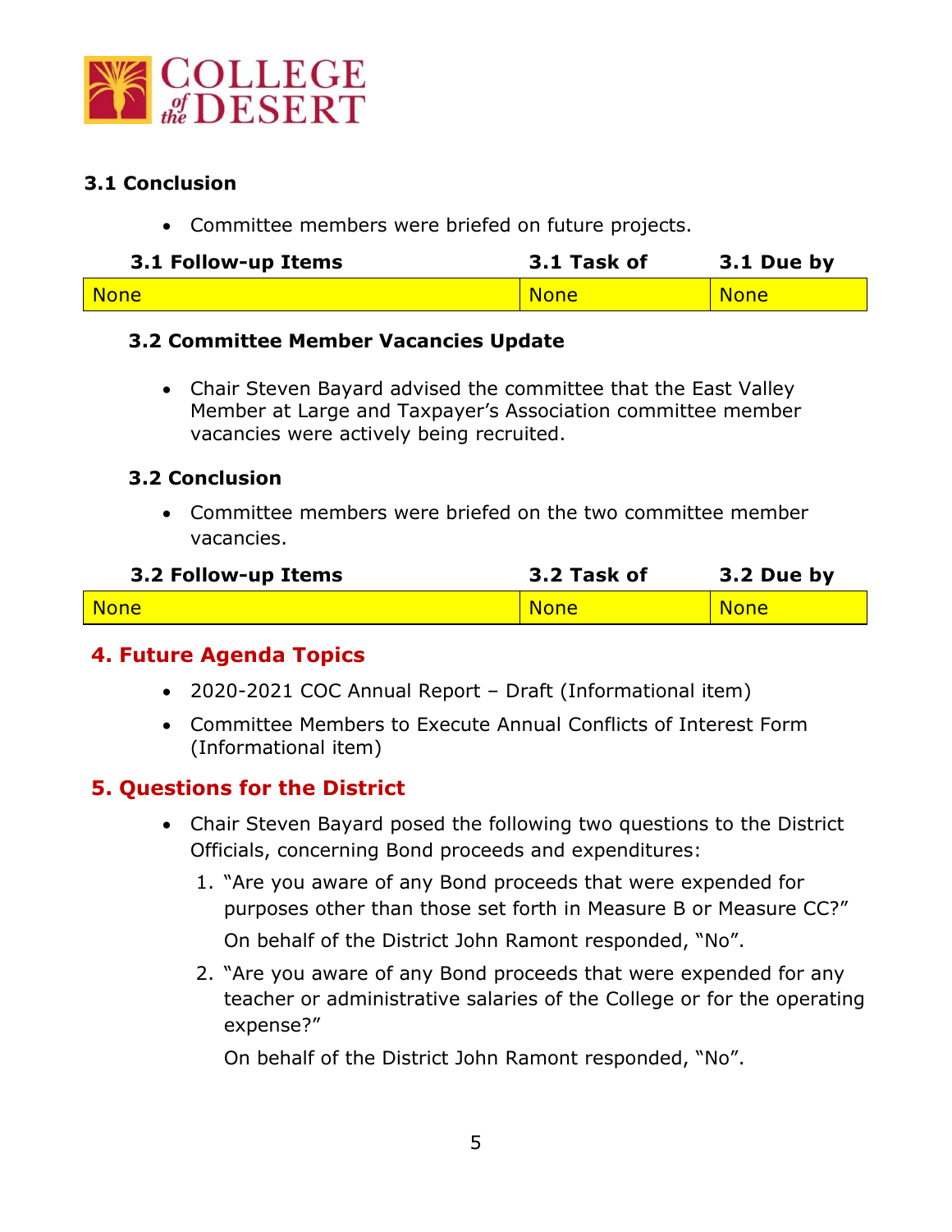### 3.1 Conclusion

- Committee members were briefed on future projects.

| 3.1 Follow-up Items | 3.1 Task of | 3.1 Due by |
|---|---|---|
| None | None | None |

### 3.2 Committee Member Vacancies Update

- Chair Steven Bayard advised the committee that the East Valley Member at Large and Taxpayer's Association committee member vacancies were actively being recruited.

### 3.2 Conclusion

- Committee members were briefed on the two committee member vacancies.

| 3.2 Follow-up Items | 3.2 Task of | 3.2 Due by |
|---|---|---|
| None | None | None |

## 4. Future Agenda Topics

- 2020-2021 COC Annual Report – Draft (Informational item)
- Committee Members to Execute Annual Conflicts of Interest Form (Informational item)

## 5. Questions for the District

- Chair Steven Bayard posed the following two questions to the District Officials, concerning Bond proceeds and expenditures:
  1. "Are you aware of any Bond proceeds that were expended for purposes other than those set forth in Measure B or Measure CC?"

     On behalf of the District John Ramont responded, "No".
  2. "Are you aware of any Bond proceeds that were expended for any teacher or administrative salaries of the College or for the operating expense?"

     On behalf of the District John Ramont responded, "No".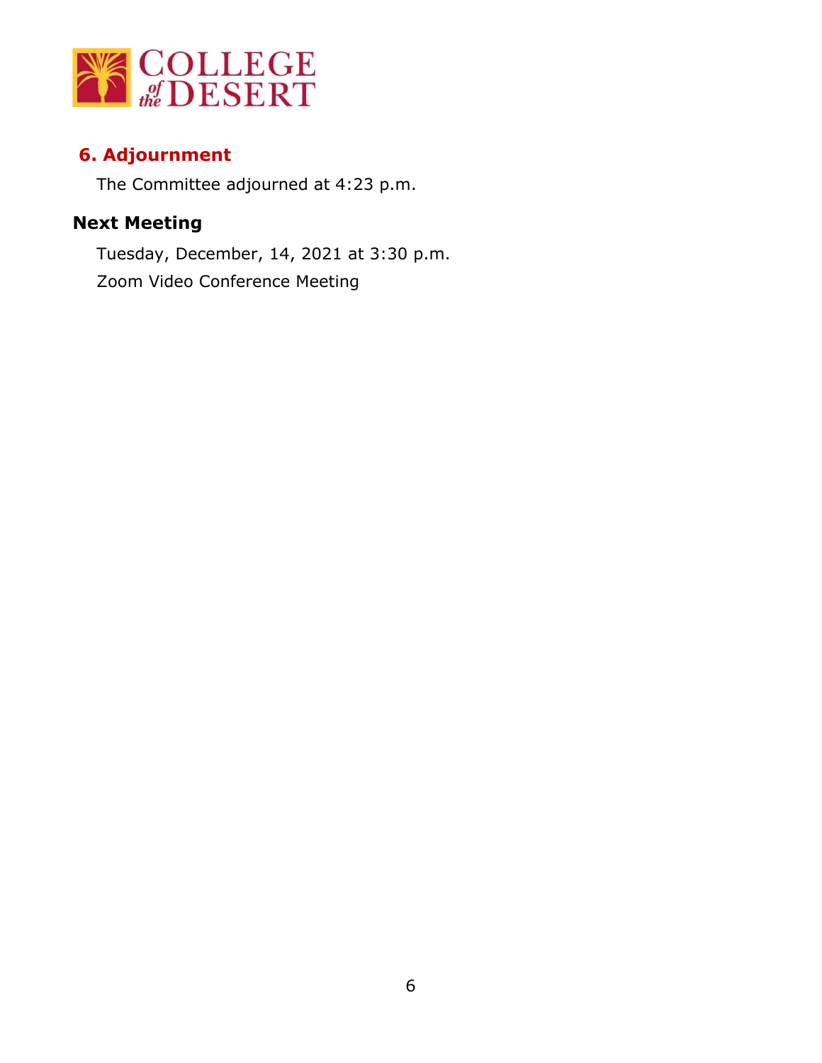## 6. Adjournment

The Committee adjourned at 4:23 p.m.

## Next Meeting

Tuesday, December, 14, 2021 at 3:30 p.m.

Zoom Video Conference Meeting